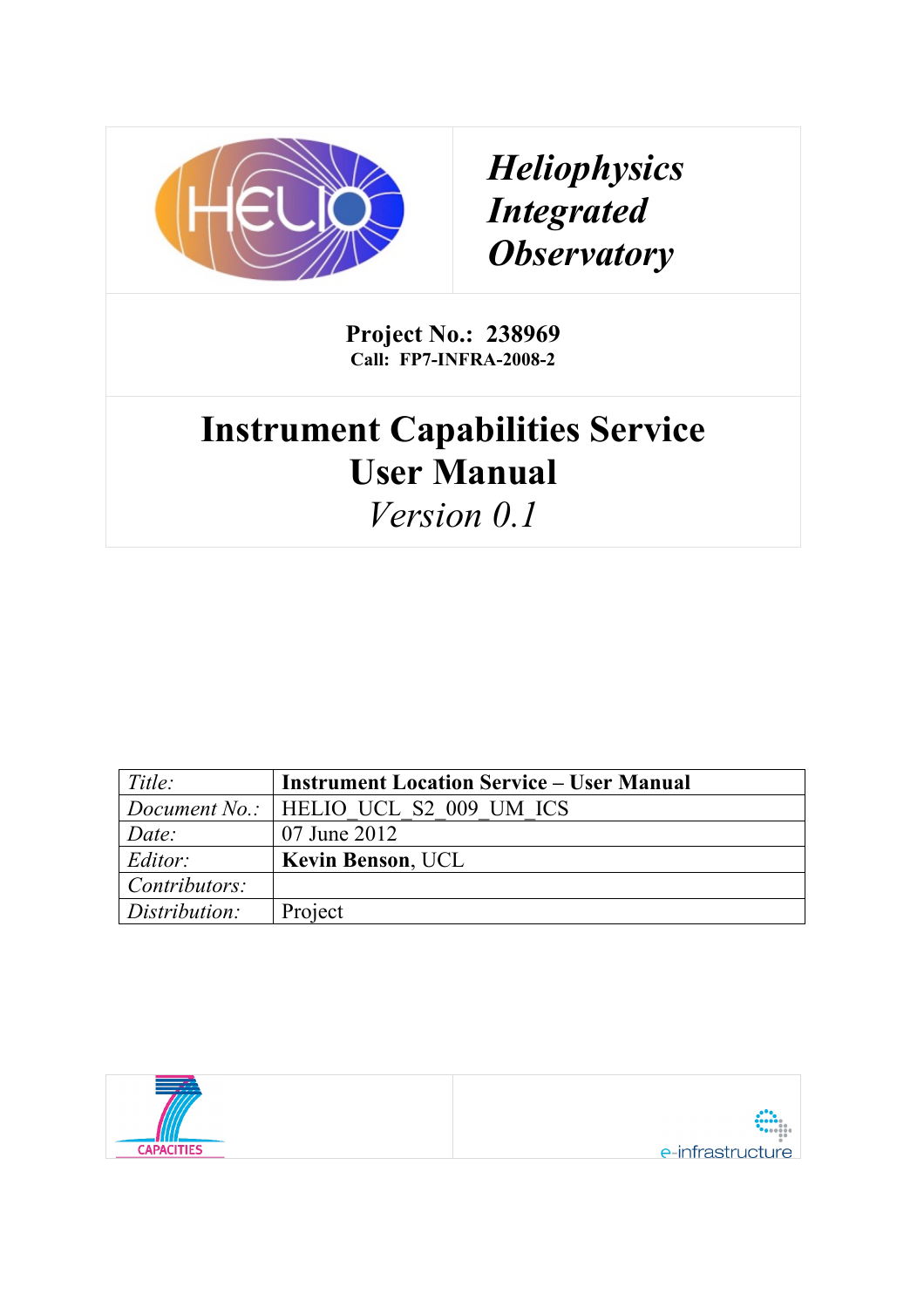*Heliophysics Integrated Observatory*

**Project No.: 238969**
**Call: FP7-INFRA-2008-2**

# Instrument Capabilities Service User Manual

*Version 0.1*

| | |
|---|---|
| *Title:* | **Instrument Location Service – User Manual** |
| *Document No.:* | HELIO_UCL_S2_009_UM_ICS |
| *Date:* | 07 June 2012 |
| *Editor:* | **Kevin Benson**, UCL |
| *Contributors:* | |
| *Distribution:* | Project |

CAPACITIES

e-infrastructure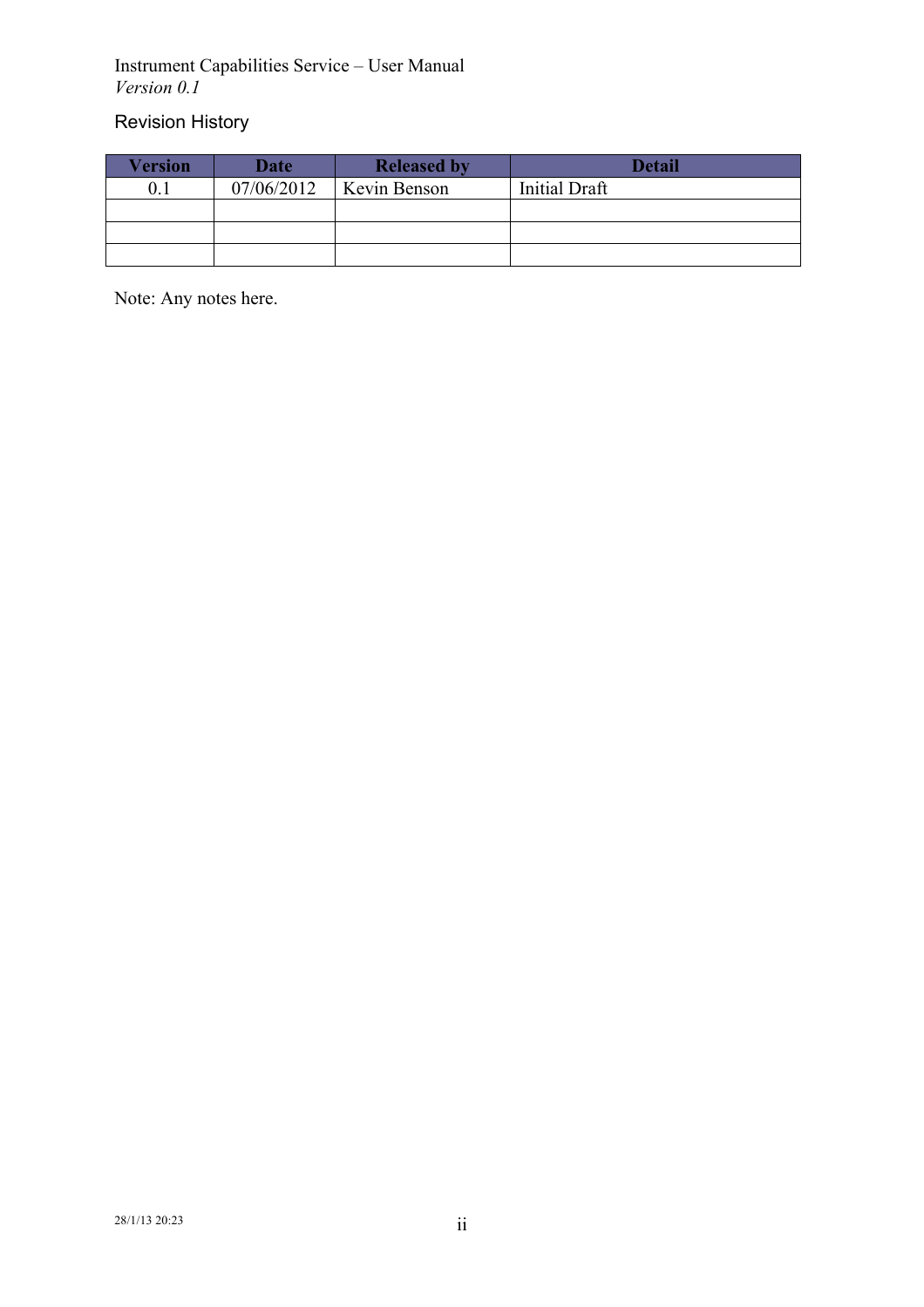## Revision History

| Version | Date | Released by | Detail |
|---|---|---|---|
| 0.1 | 07/06/2012 | Kevin Benson | Initial Draft |
| | | | |
| | | | |
| | | | |

Note: Any notes here.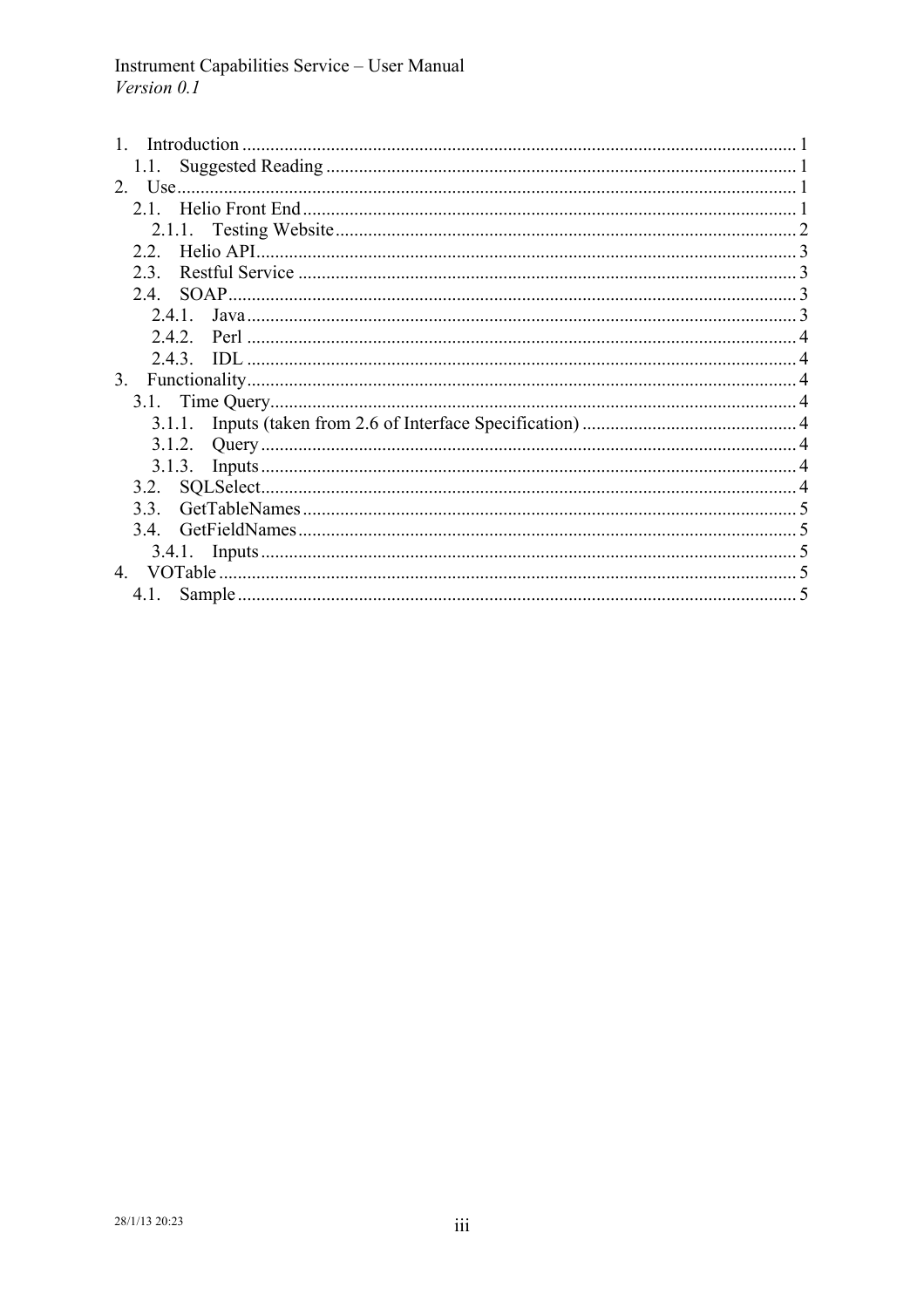1. Introduction ... 1
   - 1.1. Suggested Reading ... 1
2. Use ... 1
   - 2.1. Helio Front End ... 1
     - 2.1.1. Testing Website ... 2
   - 2.2. Helio API ... 3
   - 2.3. Restful Service ... 3
   - 2.4. SOAP ... 3
     - 2.4.1. Java ... 3
     - 2.4.2. Perl ... 4
     - 2.4.3. IDL ... 4
3. Functionality ... 4
   - 3.1. Time Query ... 4
     - 3.1.1. Inputs (taken from 2.6 of Interface Specification) ... 4
     - 3.1.2. Query ... 4
     - 3.1.3. Inputs ... 4
   - 3.2. SQLSelect ... 4
   - 3.3. GetTableNames ... 5
   - 3.4. GetFieldNames ... 5
     - 3.4.1. Inputs ... 5
4. VOTable ... 5
   - 4.1. Sample ... 5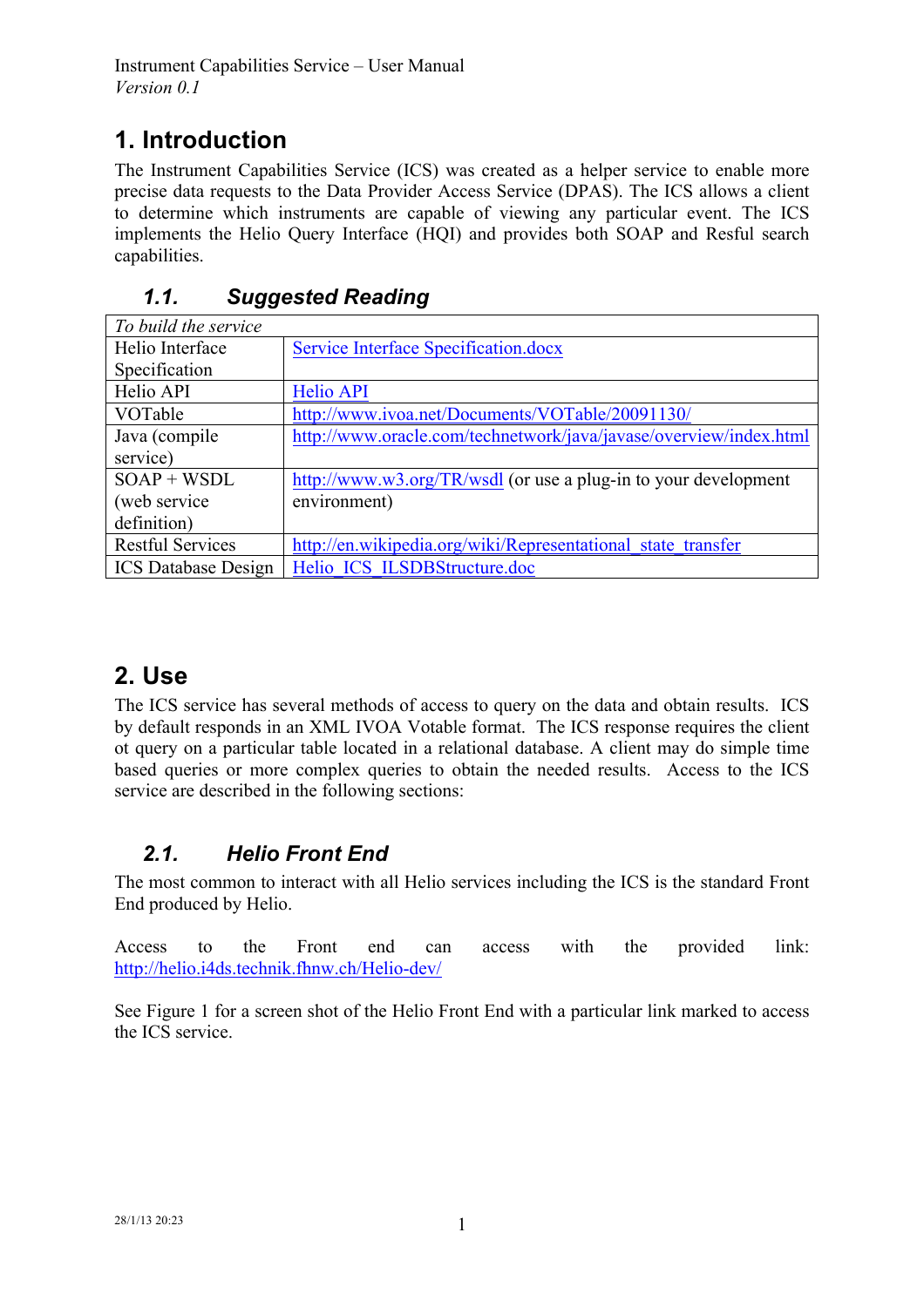# 1. Introduction

The Instrument Capabilities Service (ICS) was created as a helper service to enable more precise data requests to the Data Provider Access Service (DPAS). The ICS allows a client to determine which instruments are capable of viewing any particular event. The ICS implements the Helio Query Interface (HQI) and provides both SOAP and Resful search capabilities.

## 1.1. Suggested Reading

| *To build the service* | |
|---|---|
| Helio Interface Specification | Service Interface Specification.docx |
| Helio API | Helio API |
| VOTable | http://www.ivoa.net/Documents/VOTable/20091130/ |
| Java (compile service) | http://www.oracle.com/technetwork/java/javase/overview/index.html |
| SOAP + WSDL (web service definition) | http://www.w3.org/TR/wsdl (or use a plug-in to your development environment) |
| Restful Services | http://en.wikipedia.org/wiki/Representational_state_transfer |
| ICS Database Design | Helio_ICS_ILSDBStructure.doc |

# 2. Use

The ICS service has several methods of access to query on the data and obtain results. ICS by default responds in an XML IVOA Votable format. The ICS response requires the client ot query on a particular table located in a relational database. A client may do simple time based queries or more complex queries to obtain the needed results. Access to the ICS service are described in the following sections:

## 2.1. Helio Front End

The most common to interact with all Helio services including the ICS is the standard Front End produced by Helio.

Access to the Front end can access with the provided link: http://helio.i4ds.technik.fhnw.ch/Helio-dev/

See Figure 1 for a screen shot of the Helio Front End with a particular link marked to access the ICS service.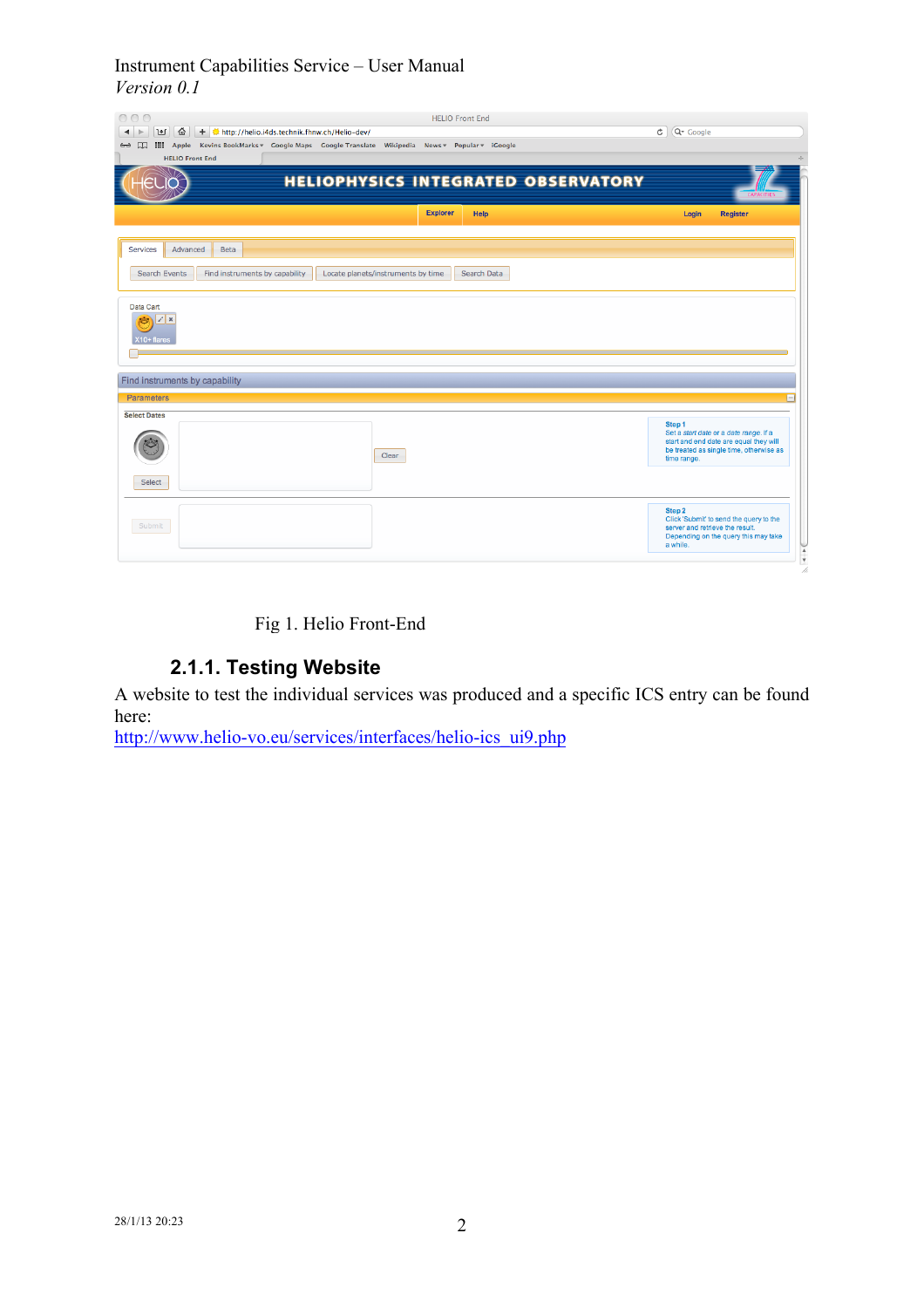Fig 1. Helio Front-End

### 2.1.1. Testing Website

A website to test the individual services was produced and a specific ICS entry can be found here:
http://www.helio-vo.eu/services/interfaces/helio-ics_ui9.php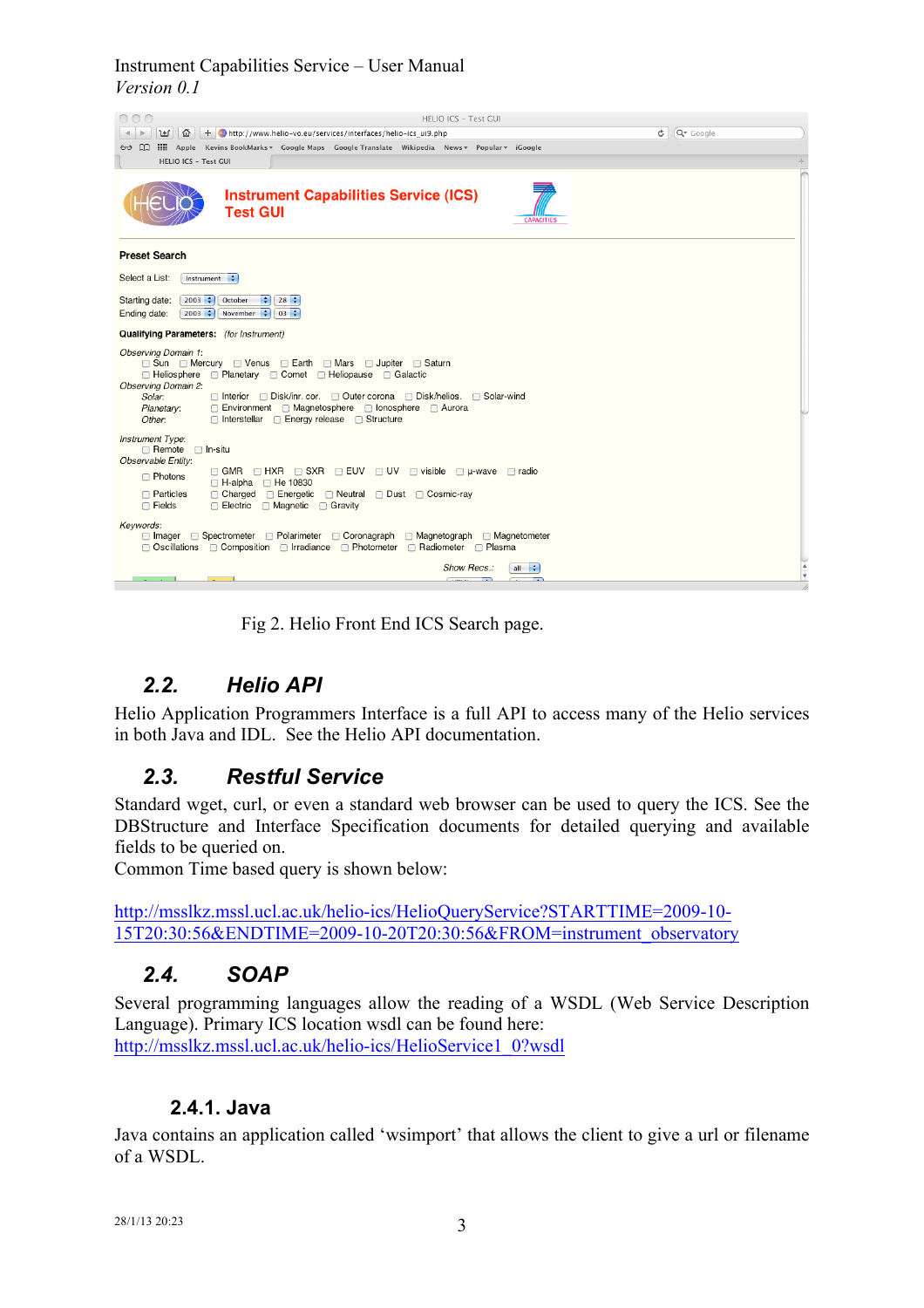Fig 2. Helio Front End ICS Search page.

## 2.2. Helio API

Helio Application Programmers Interface is a full API to access many of the Helio services in both Java and IDL. See the Helio API documentation.

## 2.3. Restful Service

Standard wget, curl, or even a standard web browser can be used to query the ICS. See the DBStructure and Interface Specification documents for detailed querying and available fields to be queried on.
Common Time based query is shown below:

http://msslkz.mssl.ucl.ac.uk/helio-ics/HelioQueryService?STARTTIME=2009-10-15T20:30:56&ENDTIME=2009-10-20T20:30:56&FROM=instrument_observatory

## 2.4. SOAP

Several programming languages allow the reading of a WSDL (Web Service Description Language). Primary ICS location wsdl can be found here:
http://msslkz.mssl.ucl.ac.uk/helio-ics/HelioService1_0?wsdl

### 2.4.1. Java

Java contains an application called 'wsimport' that allows the client to give a url or filename of a WSDL.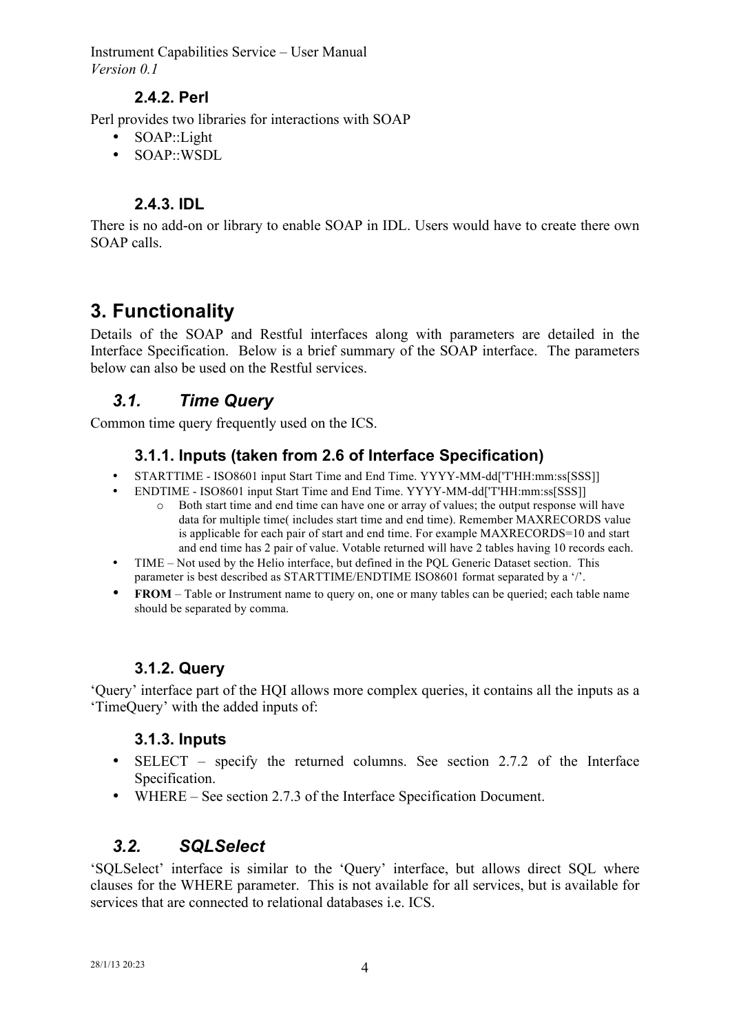#### 2.4.2. Perl

Perl provides two libraries for interactions with SOAP

- SOAP::Light
- SOAP::WSDL

#### 2.4.3. IDL

There is no add-on or library to enable SOAP in IDL. Users would have to create there own SOAP calls.

# 3. Functionality

Details of the SOAP and Restful interfaces along with parameters are detailed in the Interface Specification. Below is a brief summary of the SOAP interface. The parameters below can also be used on the Restful services.

## *3.1. Time Query*

Common time query frequently used on the ICS.

### 3.1.1. Inputs (taken from 2.6 of Interface Specification)

- STARTTIME - ISO8601 input Start Time and End Time. YYYY-MM-dd['T'HH:mm:ss[SSS]]
- ENDTIME - ISO8601 input Start Time and End Time. YYYY-MM-dd['T'HH:mm:ss[SSS]]
    - Both start time and end time can have one or array of values; the output response will have data for multiple time( includes start time and end time). Remember MAXRECORDS value is applicable for each pair of start and end time. For example MAXRECORDS=10 and start and end time has 2 pair of value. Votable returned will have 2 tables having 10 records each.
- TIME – Not used by the Helio interface, but defined in the PQL Generic Dataset section. This parameter is best described as STARTTIME/ENDTIME ISO8601 format separated by a '/'.
- **FROM** – Table or Instrument name to query on, one or many tables can be queried; each table name should be separated by comma.

### 3.1.2. Query

'Query' interface part of the HQI allows more complex queries, it contains all the inputs as a 'TimeQuery' with the added inputs of:

### 3.1.3. Inputs

- SELECT – specify the returned columns. See section 2.7.2 of the Interface Specification.
- WHERE – See section 2.7.3 of the Interface Specification Document.

## *3.2. SQLSelect*

'SQLSelect' interface is similar to the 'Query' interface, but allows direct SQL where clauses for the WHERE parameter. This is not available for all services, but is available for services that are connected to relational databases i.e. ICS.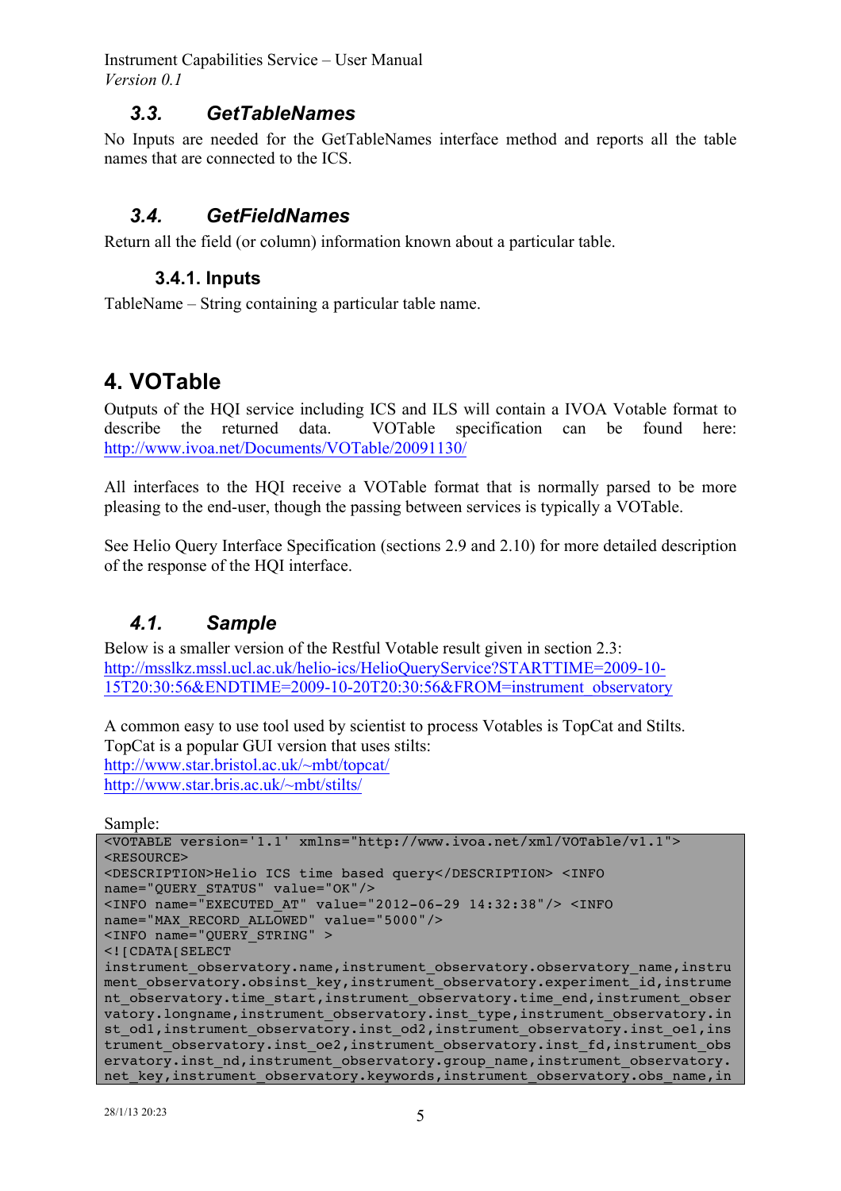### 3.3. GetTableNames

No Inputs are needed for the GetTableNames interface method and reports all the table names that are connected to the ICS.

### 3.4. GetFieldNames

Return all the field (or column) information known about a particular table.

#### 3.4.1. Inputs

TableName – String containing a particular table name.

## 4. VOTable

Outputs of the HQI service including ICS and ILS will contain a IVOA Votable format to describe the returned data. VOTable specification can be found here: http://www.ivoa.net/Documents/VOTable/20091130/

All interfaces to the HQI receive a VOTable format that is normally parsed to be more pleasing to the end-user, though the passing between services is typically a VOTable.

See Helio Query Interface Specification (sections 2.9 and 2.10) for more detailed description of the response of the HQI interface.

### 4.1. Sample

Below is a smaller version of the Restful Votable result given in section 2.3: http://msslkz.mssl.ucl.ac.uk/helio-ics/HelioQueryService?STARTTIME=2009-10-15T20:30:56&ENDTIME=2009-10-20T20:30:56&FROM=instrument_observatory

A common easy to use tool used by scientist to process Votables is TopCat and Stilts. TopCat is a popular GUI version that uses stilts:
http://www.star.bristol.ac.uk/~mbt/topcat/
http://www.star.bris.ac.uk/~mbt/stilts/

Sample:

```
<VOTABLE version='1.1' xmlns="http://www.ivoa.net/xml/VOTable/v1.1">
<RESOURCE>
<DESCRIPTION>Helio ICS time based query</DESCRIPTION> <INFO
name="QUERY_STATUS" value="OK"/>
<INFO name="EXECUTED_AT" value="2012-06-29 14:32:38"/> <INFO
name="MAX_RECORD_ALLOWED" value="5000"/>
<INFO name="QUERY_STRING" >
<![CDATA[SELECT
instrument_observatory.name,instrument_observatory.observatory_name,instru
ment_observatory.obsinst_key,instrument_observatory.experiment_id,instrume
nt_observatory.time_start,instrument_observatory.time_end,instrument_obser
vatory.longname,instrument_observatory.inst_type,instrument_observatory.in
st_od1,instrument_observatory.inst_od2,instrument_observatory.inst_oe1,ins
trument_observatory.inst_oe2,instrument_observatory.inst_fd,instrument_obs
ervatory.inst_nd,instrument_observatory.group_name,instrument_observatory.
net_key,instrument_observatory.keywords,instrument_observatory.obs_name,in
```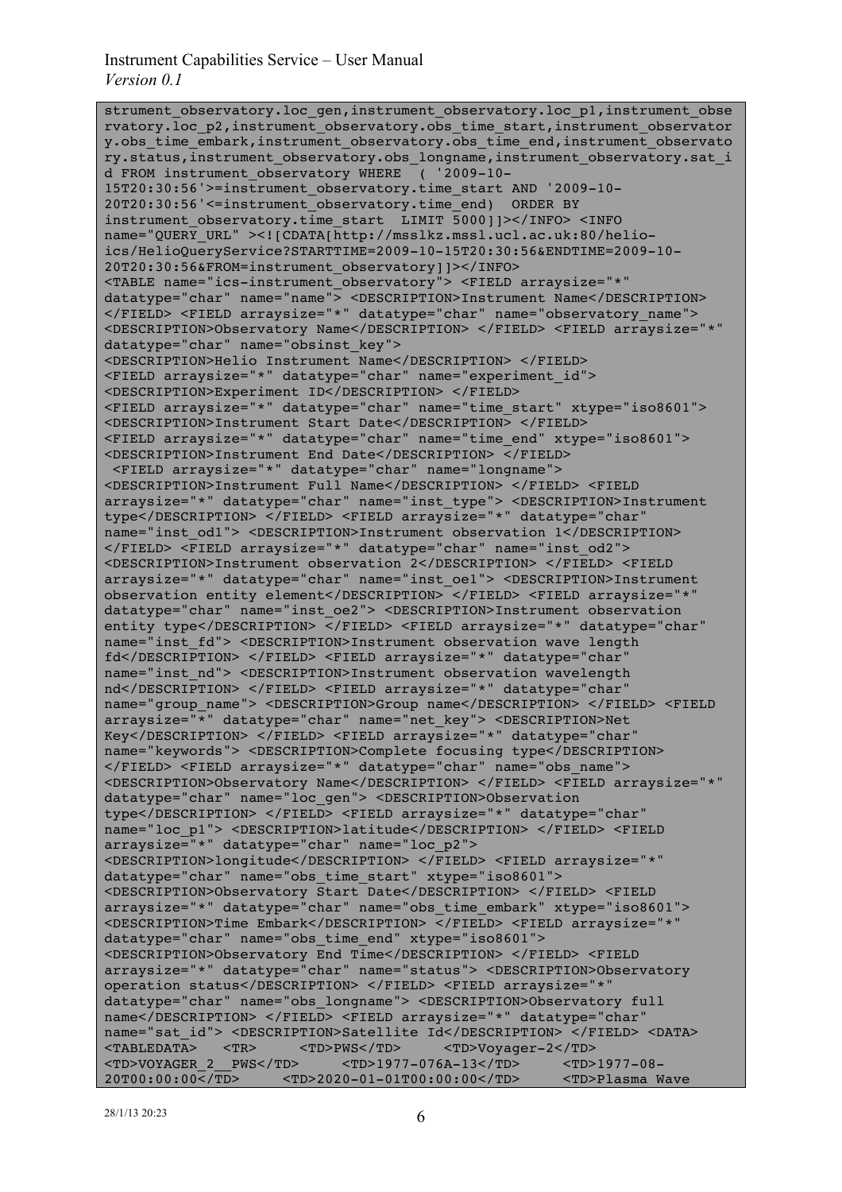```
strument_observatory.loc_gen,instrument_observatory.loc_p1,instrument_obse
rvatory.loc_p2,instrument_observatory.obs_time_start,instrument_observator
y.obs_time_embark,instrument_observatory.obs_time_end,instrument_observato
ry.status,instrument_observatory.obs_longname,instrument_observatory.sat_i
d FROM instrument_observatory WHERE  ( '2009-10-
15T20:30:56'>=instrument_observatory.time_start AND '2009-10-
20T20:30:56'<=instrument_observatory.time_end)  ORDER BY
instrument_observatory.time_start  LIMIT 5000]]></INFO> <INFO
name="QUERY_URL" ><![CDATA[http://msslkz.mssl.ucl.ac.uk:80/helio-
ics/HelioQueryService?STARTTIME=2009-10-15T20:30:56&ENDTIME=2009-10-
20T20:30:56&FROM=instrument_observatory]]></INFO>
<TABLE name="ics-instrument_observatory"> <FIELD arraysize="*"
datatype="char" name="name"> <DESCRIPTION>Instrument Name</DESCRIPTION>
</FIELD> <FIELD arraysize="*" datatype="char" name="observatory_name">
<DESCRIPTION>Observatory Name</DESCRIPTION> </FIELD> <FIELD arraysize="*"
datatype="char" name="obsinst_key">
<DESCRIPTION>Helio Instrument Name</DESCRIPTION> </FIELD>
<FIELD arraysize="*" datatype="char" name="experiment_id">
<DESCRIPTION>Experiment ID</DESCRIPTION> </FIELD>
<FIELD arraysize="*" datatype="char" name="time_start" xtype="iso8601">
<DESCRIPTION>Instrument Start Date</DESCRIPTION> </FIELD>
<FIELD arraysize="*" datatype="char" name="time_end" xtype="iso8601">
<DESCRIPTION>Instrument End Date</DESCRIPTION> </FIELD>
 <FIELD arraysize="*" datatype="char" name="longname">
<DESCRIPTION>Instrument Full Name</DESCRIPTION> </FIELD> <FIELD
arraysize="*" datatype="char" name="inst_type"> <DESCRIPTION>Instrument
type</DESCRIPTION> </FIELD> <FIELD arraysize="*" datatype="char"
name="inst_od1"> <DESCRIPTION>Instrument observation 1</DESCRIPTION>
</FIELD> <FIELD arraysize="*" datatype="char" name="inst_od2">
<DESCRIPTION>Instrument observation 2</DESCRIPTION> </FIELD> <FIELD
arraysize="*" datatype="char" name="inst_oe1"> <DESCRIPTION>Instrument
observation entity element</DESCRIPTION> </FIELD> <FIELD arraysize="*"
datatype="char" name="inst_oe2"> <DESCRIPTION>Instrument observation
entity type</DESCRIPTION> </FIELD> <FIELD arraysize="*" datatype="char"
name="inst_fd"> <DESCRIPTION>Instrument observation wave length
fd</DESCRIPTION> </FIELD> <FIELD arraysize="*" datatype="char"
name="inst_nd"> <DESCRIPTION>Instrument observation wavelength
nd</DESCRIPTION> </FIELD> <FIELD arraysize="*" datatype="char"
name="group_name"> <DESCRIPTION>Group name</DESCRIPTION> </FIELD> <FIELD
arraysize="*" datatype="char" name="net_key"> <DESCRIPTION>Net
Key</DESCRIPTION> </FIELD> <FIELD arraysize="*" datatype="char"
name="keywords"> <DESCRIPTION>Complete focusing type</DESCRIPTION>
</FIELD> <FIELD arraysize="*" datatype="char" name="obs_name">
<DESCRIPTION>Observatory Name</DESCRIPTION> </FIELD> <FIELD arraysize="*"
datatype="char" name="loc_gen"> <DESCRIPTION>Observation
type</DESCRIPTION> </FIELD> <FIELD arraysize="*" datatype="char"
name="loc_p1"> <DESCRIPTION>latitude</DESCRIPTION> </FIELD> <FIELD
arraysize="*" datatype="char" name="loc_p2">
<DESCRIPTION>longitude</DESCRIPTION> </FIELD> <FIELD arraysize="*"
datatype="char" name="obs_time_start" xtype="iso8601">
<DESCRIPTION>Observatory Start Date</DESCRIPTION> </FIELD> <FIELD
arraysize="*" datatype="char" name="obs_time_embark" xtype="iso8601">
<DESCRIPTION>Time Embark</DESCRIPTION> </FIELD> <FIELD arraysize="*"
datatype="char" name="obs_time_end" xtype="iso8601">
<DESCRIPTION>Observatory End Time</DESCRIPTION> </FIELD> <FIELD
arraysize="*" datatype="char" name="status"> <DESCRIPTION>Observatory
operation status</DESCRIPTION> </FIELD> <FIELD arraysize="*"
datatype="char" name="obs_longname"> <DESCRIPTION>Observatory full
name</DESCRIPTION> </FIELD> <FIELD arraysize="*" datatype="char"
name="sat_id"> <DESCRIPTION>Satellite Id</DESCRIPTION> </FIELD> <DATA>
<TABLEDATA>   <TR>     <TD>PWS</TD>     <TD>Voyager-2</TD>
<TD>VOYAGER_2__PWS</TD>     <TD>1977-076A-13</TD>     <TD>1977-08-
20T00:00:00</TD>     <TD>2020-01-01T00:00:00</TD>     <TD>Plasma Wave
```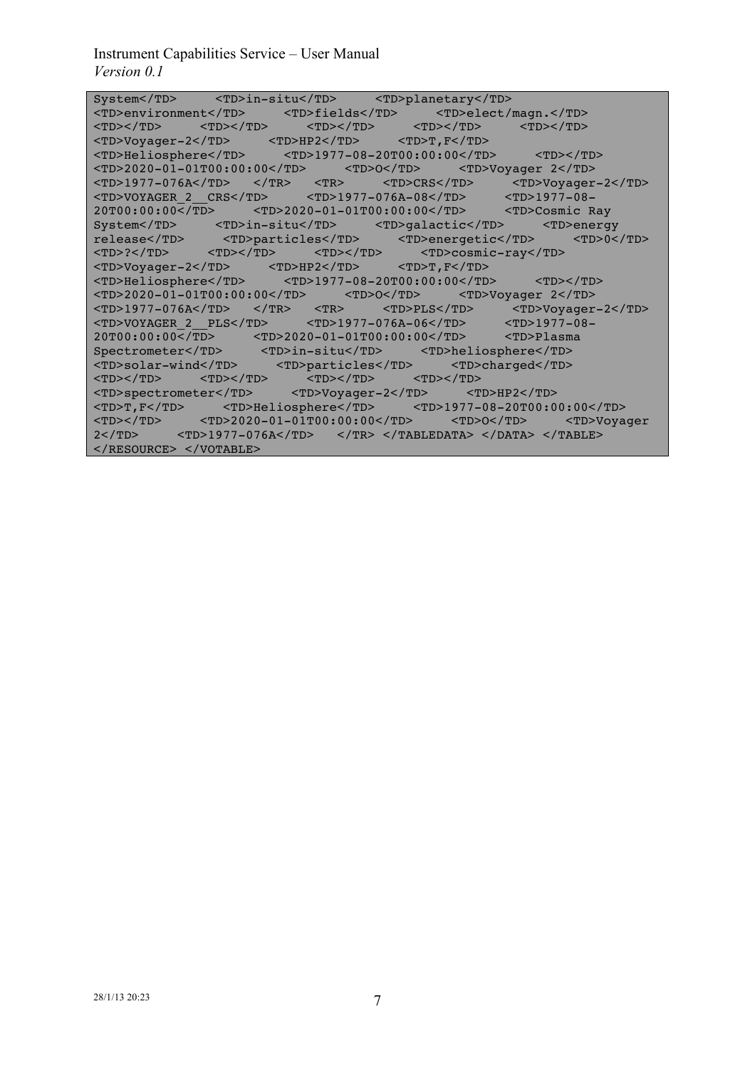```
System</TD>     <TD>in-situ</TD>     <TD>planetary</TD>
<TD>environment</TD>     <TD>fields</TD>     <TD>elect/magn.</TD>
<TD></TD>     <TD></TD>     <TD></TD>     <TD></TD>     <TD></TD>
<TD>Voyager-2</TD>     <TD>HP2</TD>     <TD>T,F</TD>
<TD>Heliosphere</TD>     <TD>1977-08-20T00:00:00</TD>     <TD></TD>
<TD>2020-01-01T00:00:00</TD>     <TD>O</TD>     <TD>Voyager 2</TD>
<TD>1977-076A</TD>   </TR>   <TR>     <TD>CRS</TD>     <TD>Voyager-2</TD>
<TD>VOYAGER_2__CRS</TD>     <TD>1977-076A-08</TD>     <TD>1977-08-
20T00:00:00</TD>     <TD>2020-01-01T00:00:00</TD>     <TD>Cosmic Ray
System</TD>     <TD>in-situ</TD>     <TD>galactic</TD>     <TD>energy
release</TD>     <TD>particles</TD>     <TD>energetic</TD>     <TD>0</TD>
<TD>?</TD>     <TD></TD>     <TD></TD>     <TD>cosmic-ray</TD>
<TD>Voyager-2</TD>     <TD>HP2</TD>     <TD>T,F</TD>
<TD>Heliosphere</TD>     <TD>1977-08-20T00:00:00</TD>     <TD></TD>
<TD>2020-01-01T00:00:00</TD>     <TD>O</TD>     <TD>Voyager 2</TD>
<TD>1977-076A</TD>   </TR>   <TR>     <TD>PLS</TD>     <TD>Voyager-2</TD>
<TD>VOYAGER_2__PLS</TD>     <TD>1977-076A-06</TD>     <TD>1977-08-
20T00:00:00</TD>     <TD>2020-01-01T00:00:00</TD>     <TD>Plasma
Spectrometer</TD>     <TD>in-situ</TD>     <TD>heliosphere</TD>
<TD>solar-wind</TD>     <TD>particles</TD>     <TD>charged</TD>
<TD></TD>     <TD></TD>     <TD></TD>     <TD></TD>
<TD>spectrometer</TD>     <TD>Voyager-2</TD>     <TD>HP2</TD>
<TD>T,F</TD>     <TD>Heliosphere</TD>     <TD>1977-08-20T00:00:00</TD>
<TD></TD>     <TD>2020-01-01T00:00:00</TD>     <TD>O</TD>     <TD>Voyager
2</TD>     <TD>1977-076A</TD>   </TR> </TABLEDATA> </DATA> </TABLE>
</RESOURCE> </VOTABLE>
```